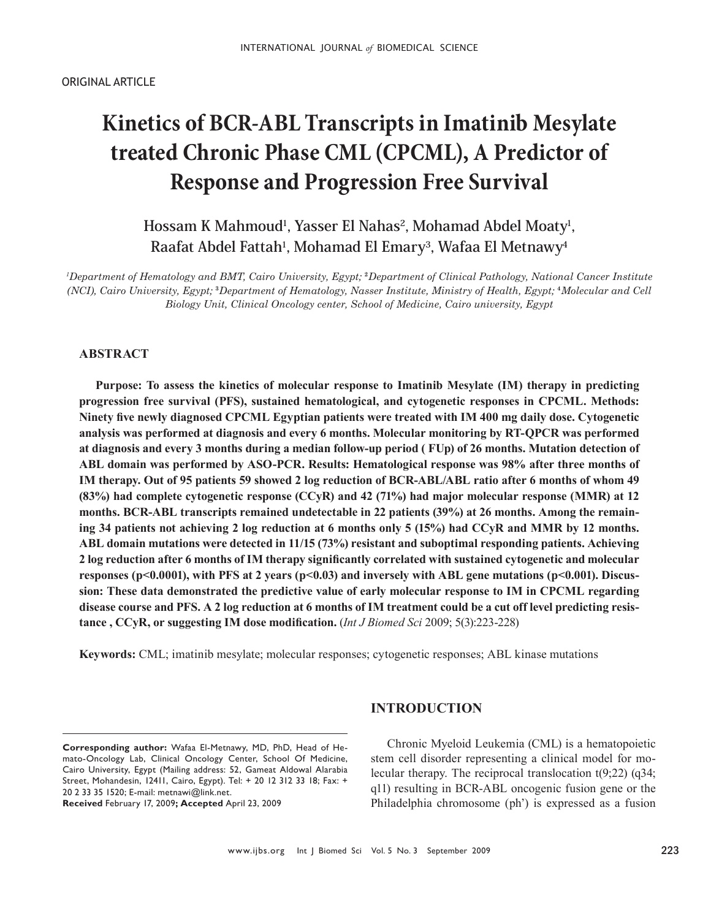ORIGINAL ARTICLE

# Kinetics of BCR-ABL Transcripts in Imatinib Mesylate treated Chronic Phase CML (CPCML), A Predictor of Response and Progression Free Survival

Hossam K Mahmoud[1], Yasser El Nahas[2], Mohamad Abdel Moaty[1], Raafat Abdel Fattah[1], Mohamad El Emary[3], Wafaa El Metnawy[4]

*[1]Department of Hematology and BMT, Cairo University, Egypt; [2]Department of Clinical Pathology, National Cancer Institute (NCI), Cairo University, Egypt; [3]Department of Hematology, Nasser Institute, Ministry of Health, Egypt; [4]Molecular and Cell Biology Unit, Clinical Oncology center, School of Medicine, Cairo university, Egypt*

## ABSTRACT

**Purpose: To assess the kinetics of molecular response to Imatinib Mesylate (IM) therapy in predicting progression free survival (PFS), sustained hematological, and cytogenetic responses in CPCML. Methods: Ninety five newly diagnosed CPCML Egyptian patients were treated with IM 400 mg daily dose. Cytogenetic analysis was performed at diagnosis and every 6 months. Molecular monitoring by RT-QPCR was performed at diagnosis and every 3 months during a median follow-up period ( FUp) of 26 months. Mutation detection of ABL domain was performed by ASO-PCR. Results: Hematological response was 98% after three months of IM therapy. Out of 95 patients 59 showed 2 log reduction of BCR-ABL/ABL ratio after 6 months of whom 49 (83%) had complete cytogenetic response (CCyR) and 42 (71%) had major molecular response (MMR) at 12 months. BCR-ABL transcripts remained undetectable in 22 patients (39%) at 26 months. Among the remaining 34 patients not achieving 2 log reduction at 6 months only 5 (15%) had CCyR and MMR by 12 months. ABL domain mutations were detected in 11/15 (73%) resistant and suboptimal responding patients. Achieving 2 log reduction after 6 months of IM therapy significantly correlated with sustained cytogenetic and molecular responses ($p<0.0001$), with PFS at 2 years ($p<0.03$) and inversely with ABL gene mutations ($p<0.001$). Discussion: These data demonstrated the predictive value of early molecular response to IM in CPCML regarding disease course and PFS. A 2 log reduction at 6 months of IM treatment could be a cut off level predicting resistance , CCyR, or suggesting IM dose modification.** (*Int J Biomed Sci* 2009; 5(3):223-228)

**Keywords:** CML; imatinib mesylate; molecular responses; cytogenetic responses; ABL kinase mutations

## INTRODUCTION

Chronic Myeloid Leukemia (CML) is a hematopoietic stem cell disorder representing a clinical model for molecular therapy. The reciprocal translocation t(9;22) (q34; q11) resulting in BCR-ABL oncogenic fusion gene or the Philadelphia chromosome (ph') is expressed as a fusion

**Corresponding author:** Wafaa El-Metnawy, MD, PhD, Head of Hemato-Oncology Lab, Clinical Oncology Center, School Of Medicine, Cairo University, Egypt (Mailing address: 52, Gameat Aldowal Alarabia Street, Mohandesin, 12411, Cairo, Egypt). Tel: + 20 12 312 33 18; Fax: + 20 2 33 35 1520; E-mail: metnawi@link.net.
**Received** February 17, 2009**; Accepted** April 23, 2009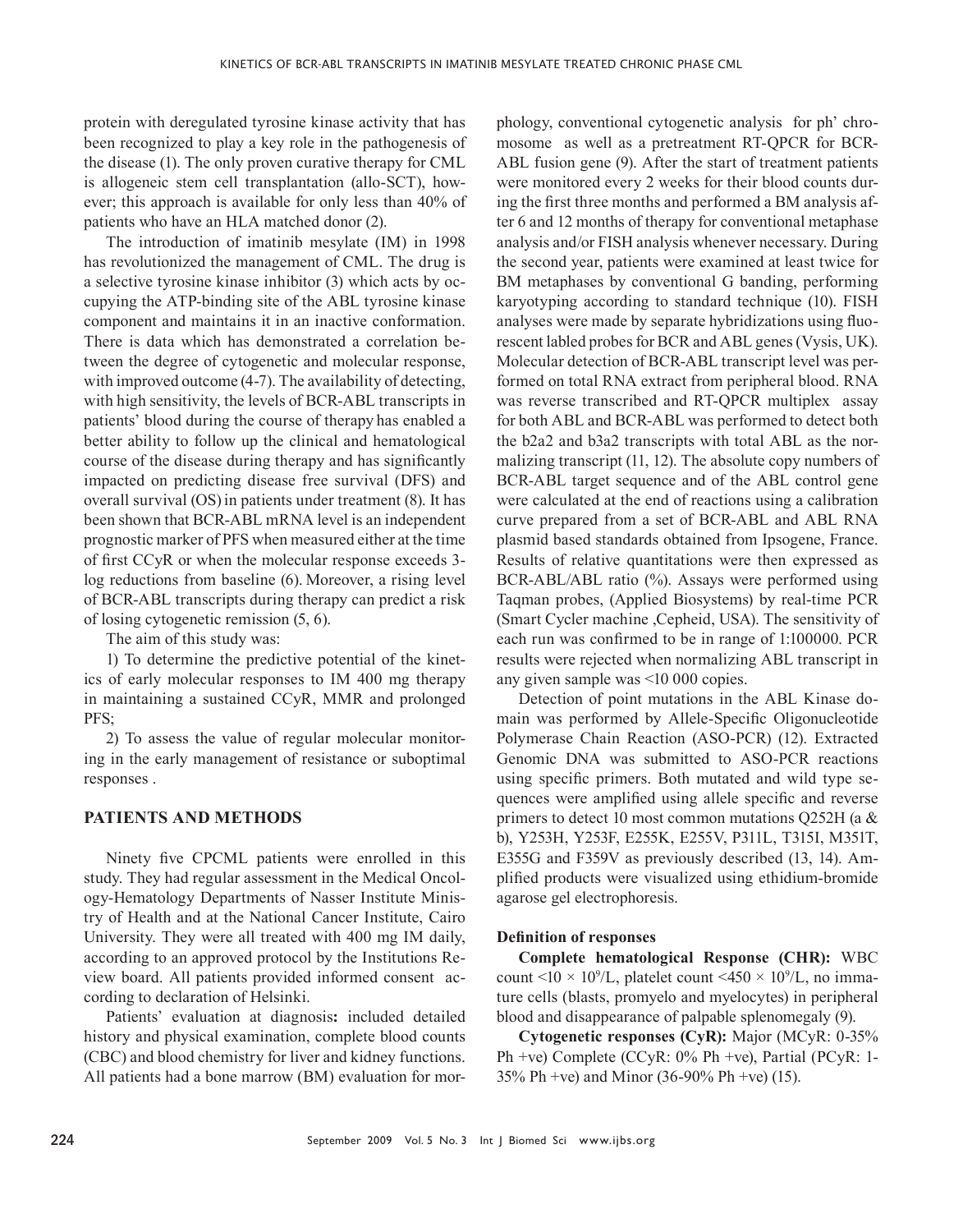protein with deregulated tyrosine kinase activity that has been recognized to play a key role in the pathogenesis of the disease (1). The only proven curative therapy for CML is allogeneic stem cell transplantation (allo-SCT), however; this approach is available for only less than 40% of patients who have an HLA matched donor (2).

The introduction of imatinib mesylate (IM) in 1998 has revolutionized the management of CML. The drug is a selective tyrosine kinase inhibitor (3) which acts by occupying the ATP-binding site of the ABL tyrosine kinase component and maintains it in an inactive conformation. There is data which has demonstrated a correlation between the degree of cytogenetic and molecular response, with improved outcome (4-7). The availability of detecting, with high sensitivity, the levels of BCR-ABL transcripts in patients' blood during the course of therapy has enabled a better ability to follow up the clinical and hematological course of the disease during therapy and has significantly impacted on predicting disease free survival (DFS) and overall survival (OS) in patients under treatment (8). It has been shown that BCR-ABL mRNA level is an independent prognostic marker of PFS when measured either at the time of first CCyR or when the molecular response exceeds 3-log reductions from baseline (6). Moreover, a rising level of BCR-ABL transcripts during therapy can predict a risk of losing cytogenetic remission (5, 6).

The aim of this study was:

1) To determine the predictive potential of the kinetics of early molecular responses to IM 400 mg therapy in maintaining a sustained CCyR, MMR and prolonged PFS;

2) To assess the value of regular molecular monitoring in the early management of resistance or suboptimal responses .

## PATIENTS AND METHODS

Ninety five CPCML patients were enrolled in this study. They had regular assessment in the Medical Oncology-Hematology Departments of Nasser Institute Ministry of Health and at the National Cancer Institute, Cairo University. They were all treated with 400 mg IM daily, according to an approved protocol by the Institutions Review board. All patients provided informed consent according to declaration of Helsinki.

Patients' evaluation at diagnosis**:** included detailed history and physical examination, complete blood counts (CBC) and blood chemistry for liver and kidney functions. All patients had a bone marrow (BM) evaluation for morphology, conventional cytogenetic analysis for ph' chromosome as well as a pretreatment RT-QPCR for BCR-ABL fusion gene (9). After the start of treatment patients were monitored every 2 weeks for their blood counts during the first three months and performed a BM analysis after 6 and 12 months of therapy for conventional metaphase analysis and/or FISH analysis whenever necessary. During the second year, patients were examined at least twice for BM metaphases by conventional G banding, performing karyotyping according to standard technique (10). FISH analyses were made by separate hybridizations using fluorescent labled probes for BCR and ABL genes (Vysis, UK). Molecular detection of BCR-ABL transcript level was performed on total RNA extract from peripheral blood. RNA was reverse transcribed and RT-QPCR multiplex assay for both ABL and BCR-ABL was performed to detect both the b2a2 and b3a2 transcripts with total ABL as the normalizing transcript (11, 12). The absolute copy numbers of BCR-ABL target sequence and of the ABL control gene were calculated at the end of reactions using a calibration curve prepared from a set of BCR-ABL and ABL RNA plasmid based standards obtained from Ipsogene, France. Results of relative quantitations were then expressed as BCR-ABL/ABL ratio (%). Assays were performed using Taqman probes, (Applied Biosystems) by real-time PCR (Smart Cycler machine ,Cepheid, USA). The sensitivity of each run was confirmed to be in range of 1:100000. PCR results were rejected when normalizing ABL transcript in any given sample was <10 000 copies.

Detection of point mutations in the ABL Kinase domain was performed by Allele-Specific Oligonucleotide Polymerase Chain Reaction (ASO-PCR) (12). Extracted Genomic DNA was submitted to ASO-PCR reactions using specific primers. Both mutated and wild type sequences were amplified using allele specific and reverse primers to detect 10 most common mutations Q252H (a & b), Y253H, Y253F, E255K, E255V, P311L, T315I, M351T, E355G and F359V as previously described (13, 14). Amplified products were visualized using ethidium-bromide agarose gel electrophoresis.

### Definition of responses

**Complete hematological Response (CHR):** WBC count $<10 \times 10^9$/L, platelet count $<450 \times 10^9$/L, no immature cells (blasts, promyelo and myelocytes) in peripheral blood and disappearance of palpable splenomegaly (9).

**Cytogenetic responses (CyR):** Major (MCyR: 0-35% Ph +ve) Complete (CCyR: 0% Ph +ve), Partial (PCyR: 1-35% Ph +ve) and Minor (36-90% Ph +ve) (15).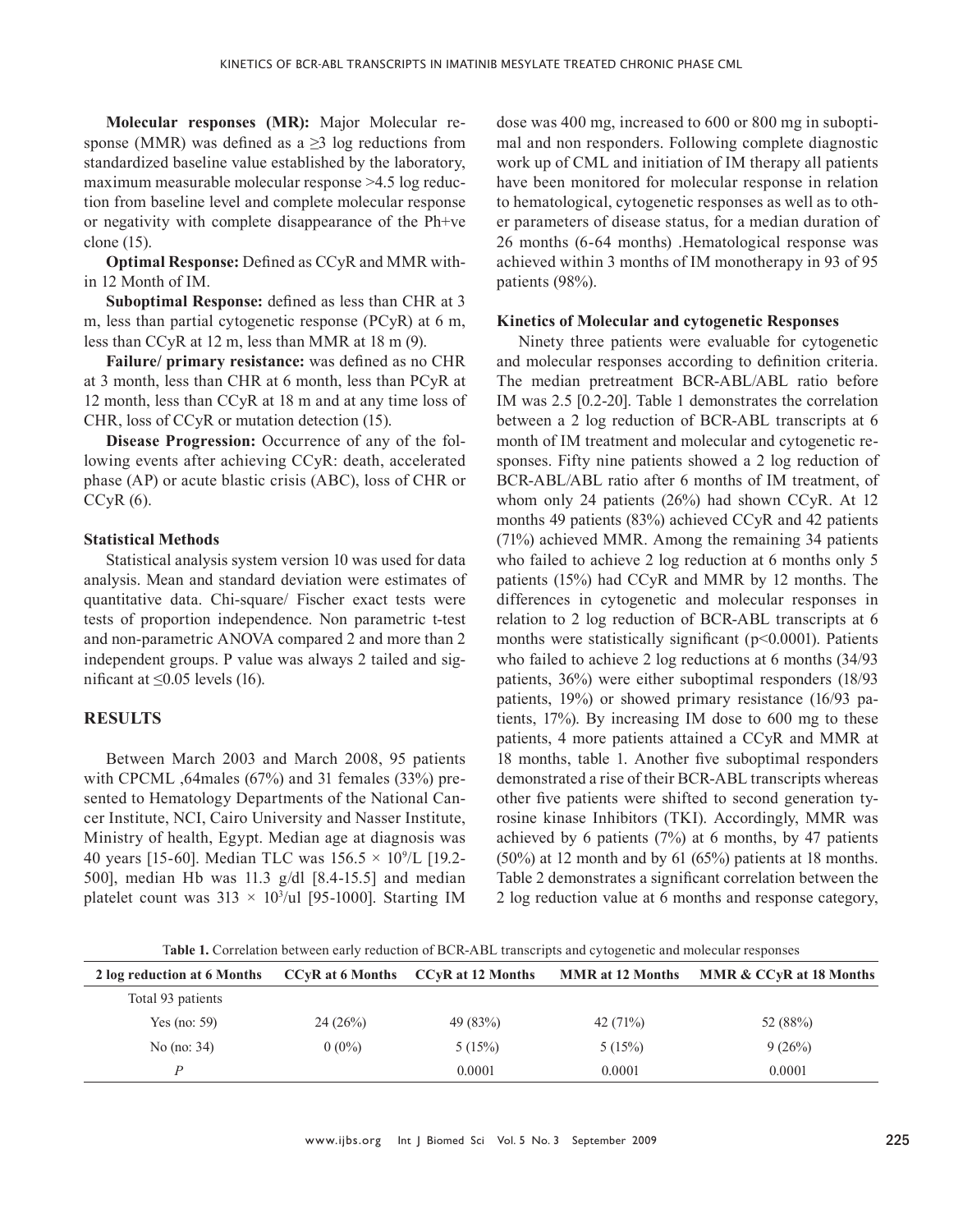**Molecular responses (MR):** Major Molecular response (MMR) was defined as a ≥3 log reductions from standardized baseline value established by the laboratory, maximum measurable molecular response >4.5 log reduction from baseline level and complete molecular response or negativity with complete disappearance of the Ph+ve clone (15).

**Optimal Response:** Defined as CCyR and MMR within 12 Month of IM.

**Suboptimal Response:** defined as less than CHR at 3 m, less than partial cytogenetic response (PCyR) at 6 m, less than CCyR at 12 m, less than MMR at 18 m (9).

**Failure/ primary resistance:** was defined as no CHR at 3 month, less than CHR at 6 month, less than PCyR at 12 month, less than CCyR at 18 m and at any time loss of CHR, loss of CCyR or mutation detection (15).

**Disease Progression:** Occurrence of any of the following events after achieving CCyR: death, accelerated phase (AP) or acute blastic crisis (ABC), loss of CHR or CCyR (6).

### Statistical Methods

Statistical analysis system version 10 was used for data analysis. Mean and standard deviation were estimates of quantitative data. Chi-square/ Fischer exact tests were tests of proportion independence. Non parametric t-test and non-parametric ANOVA compared 2 and more than 2 independent groups. P value was always 2 tailed and significant at ≤0.05 levels (16).

## RESULTS

Between March 2003 and March 2008, 95 patients with CPCML ,64males (67%) and 31 females (33%) presented to Hematology Departments of the National Cancer Institute, NCI, Cairo University and Nasser Institute, Ministry of health, Egypt. Median age at diagnosis was 40 years [15-60]. Median TLC was $156.5 \times 10^9$/L [19.2-500], median Hb was 11.3 g/dl [8.4-15.5] and median platelet count was $313 \times 10^3$/ul [95-1000]. Starting IM dose was 400 mg, increased to 600 or 800 mg in suboptimal and non responders. Following complete diagnostic work up of CML and initiation of IM therapy all patients have been monitored for molecular response in relation to hematological, cytogenetic responses as well as to other parameters of disease status, for a median duration of 26 months (6-64 months) .Hematological response was achieved within 3 months of IM monotherapy in 93 of 95 patients (98%).

### Kinetics of Molecular and cytogenetic Responses

Ninety three patients were evaluable for cytogenetic and molecular responses according to definition criteria. The median pretreatment BCR-ABL/ABL ratio before IM was 2.5 [0.2-20]. Table 1 demonstrates the correlation between a 2 log reduction of BCR-ABL transcripts at 6 month of IM treatment and molecular and cytogenetic responses. Fifty nine patients showed a 2 log reduction of BCR-ABL/ABL ratio after 6 months of IM treatment, of whom only 24 patients (26%) had shown CCyR. At 12 months 49 patients (83%) achieved CCyR and 42 patients (71%) achieved MMR. Among the remaining 34 patients who failed to achieve 2 log reduction at 6 months only 5 patients (15%) had CCyR and MMR by 12 months. The differences in cytogenetic and molecular responses in relation to 2 log reduction of BCR-ABL transcripts at 6 months were statistically significant (p<0.0001). Patients who failed to achieve 2 log reductions at 6 months (34/93 patients, 36%) were either suboptimal responders (18/93 patients, 19%) or showed primary resistance (16/93 patients, 17%). By increasing IM dose to 600 mg to these patients, 4 more patients attained a CCyR and MMR at 18 months, table 1. Another five suboptimal responders demonstrated a rise of their BCR-ABL transcripts whereas other five patients were shifted to second generation tyrosine kinase Inhibitors (TKI). Accordingly, MMR was achieved by 6 patients (7%) at 6 months, by 47 patients (50%) at 12 month and by 61 (65%) patients at 18 months. Table 2 demonstrates a significant correlation between the 2 log reduction value at 6 months and response category,

**Table 1.** Correlation between early reduction of BCR-ABL transcripts and cytogenetic and molecular responses

| 2 log reduction at 6 Months | CCyR at 6 Months | CCyR at 12 Months | MMR at 12 Months | MMR & CCyR at 18 Months |
|---|---|---|---|---|
| Total 93 patients | | | | |
| Yes (no: 59) | 24 (26%) | 49 (83%) | 42 (71%) | 52 (88%) |
| No (no: 34) | 0 (0%) | 5 (15%) | 5 (15%) | 9 (26%) |
| *P* | | 0.0001 | 0.0001 | 0.0001 |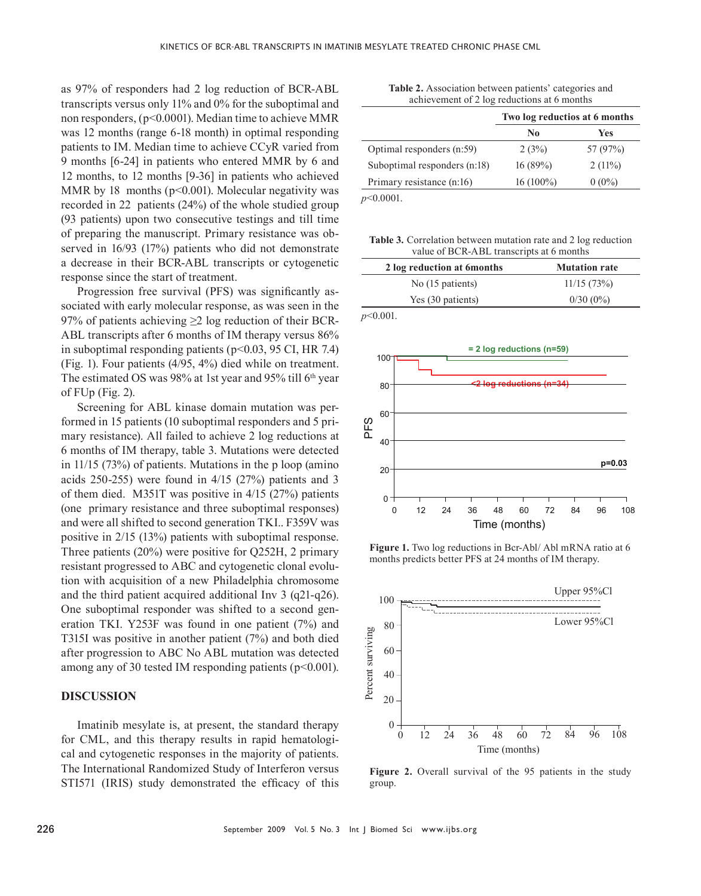as 97% of responders had 2 log reduction of BCR-ABL transcripts versus only 11% and 0% for the suboptimal and non responders, ($p<0.0001$). Median time to achieve MMR was 12 months (range 6-18 month) in optimal responding patients to IM. Median time to achieve CCyR varied from 9 months [6-24] in patients who entered MMR by 6 and 12 months, to 12 months [9-36] in patients who achieved MMR by 18 months ($p<0.001$). Molecular negativity was recorded in 22 patients (24%) of the whole studied group (93 patients) upon two consecutive testings and till time of preparing the manuscript. Primary resistance was observed in 16/93 (17%) patients who did not demonstrate a decrease in their BCR-ABL transcripts or cytogenetic response since the start of treatment.

Progression free survival (PFS) was significantly associated with early molecular response, as was seen in the 97% of patients achieving ≥2 log reduction of their BCR-ABL transcripts after 6 months of IM therapy versus 86% in suboptimal responding patients ($p<0.03$, 95 CI, HR 7.4) (Fig. 1). Four patients (4/95, 4%) died while on treatment. The estimated OS was 98% at 1st year and 95% till 6th year of FUp (Fig. 2).

Screening for ABL kinase domain mutation was performed in 15 patients (10 suboptimal responders and 5 primary resistance). All failed to achieve 2 log reductions at 6 months of IM therapy, table 3. Mutations were detected in 11/15 (73%) of patients. Mutations in the p loop (amino acids 250-255) were found in 4/15 (27%) patients and 3 of them died. M351T was positive in 4/15 (27%) patients (one primary resistance and three suboptimal responses) and were all shifted to second generation TKI. F359V was positive in 2/15 (13%) patients with suboptimal response. Three patients (20%) were positive for Q252H, 2 primary resistant progressed to ABC and cytogenetic clonal evolution with acquisition of a new Philadelphia chromosome and the third patient acquired additional Inv 3 (q21-q26). One suboptimal responder was shifted to a second generation TKI. Y253F was found in one patient (7%) and T315I was positive in another patient (7%) and both died after progression to ABC No ABL mutation was detected among any of 30 tested IM responding patients ($p<0.001$).

## DISCUSSION

Imatinib mesylate is, at present, the standard therapy for CML, and this therapy results in rapid hematological and cytogenetic responses in the majority of patients. The International Randomized Study of Interferon versus STI571 (IRIS) study demonstrated the efficacy of this

**Table 2.** Association between patients' categories and achievement of 2 log reductions at 6 months

| | Two log reductios at 6 months | |
|---|---|---|
| | No | Yes |
| Optimal responders (n:59) | 2 (3%) | 57 (97%) |
| Suboptimal responders (n:18) | 16 (89%) | 2 (11%) |
| Primary resistance (n:16) | 16 (100%) | 0 (0%) |

$p<0.0001$.

**Table 3.** Correlation between mutation rate and 2 log reduction value of BCR-ABL transcripts at 6 months

| 2 log reduction at 6months | Mutation rate |
|---|---|
| No (15 patients) | 11/15 (73%) |
| Yes (30 patients) | 0/30 (0%) |

$p<0.001$.

**Figure 1.** Two log reductions in Bcr-Abl/ Abl mRNA ratio at 6 months predicts better PFS at 24 months of IM therapy.

**Figure 2.** Overall survival of the 95 patients in the study group.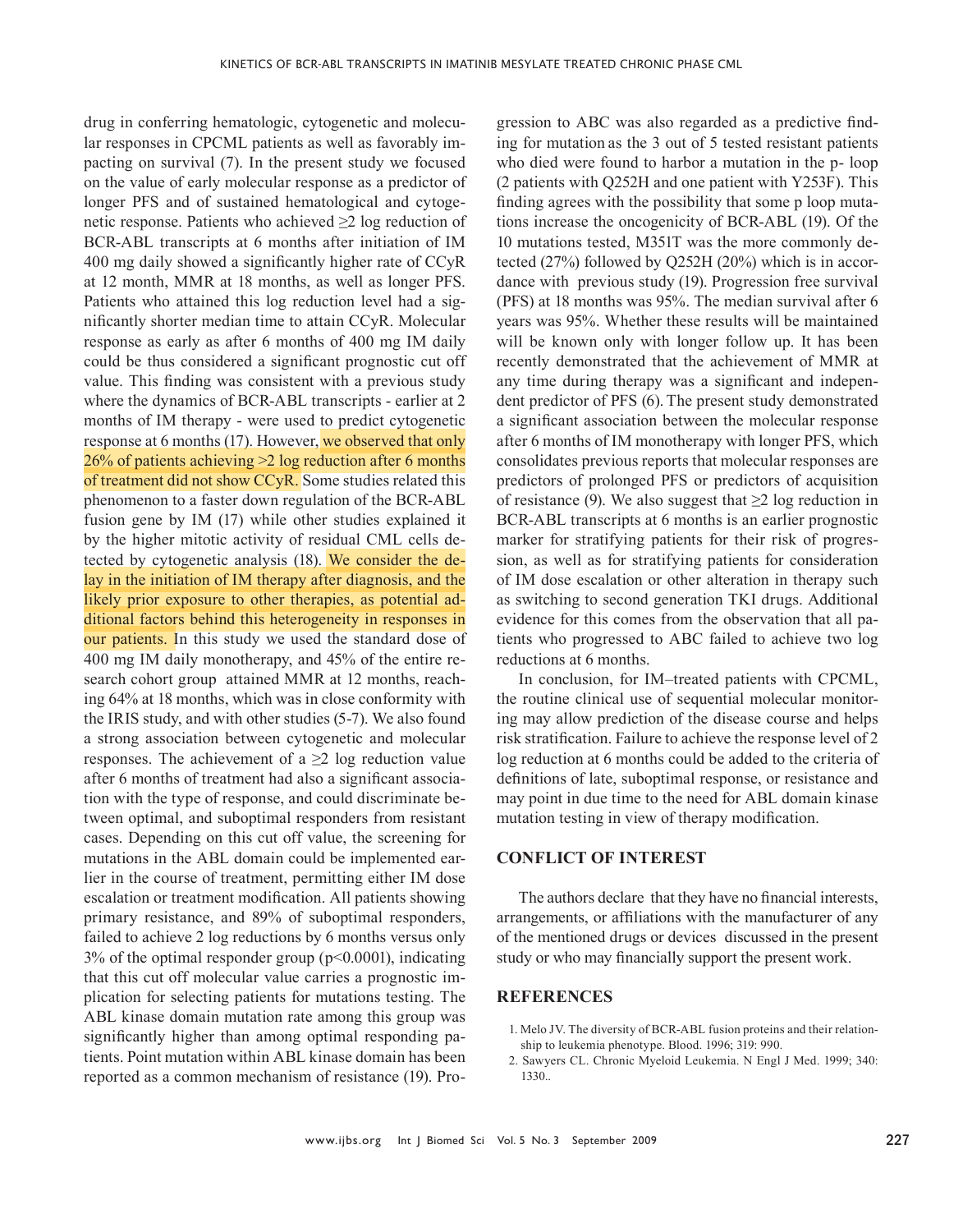drug in conferring hematologic, cytogenetic and molecular responses in CPCML patients as well as favorably impacting on survival (7). In the present study we focused on the value of early molecular response as a predictor of longer PFS and of sustained hematological and cytogenetic response. Patients who achieved ≥2 log reduction of BCR-ABL transcripts at 6 months after initiation of IM 400 mg daily showed a significantly higher rate of CCyR at 12 month, MMR at 18 months, as well as longer PFS. Patients who attained this log reduction level had a significantly shorter median time to attain CCyR. Molecular response as early as after 6 months of 400 mg IM daily could be thus considered a significant prognostic cut off value. This finding was consistent with a previous study where the dynamics of BCR-ABL transcripts - earlier at 2 months of IM therapy - were used to predict cytogenetic response at 6 months (17). However, we observed that only 26% of patients achieving >2 log reduction after 6 months of treatment did not show CCyR. Some studies related this phenomenon to a faster down regulation of the BCR-ABL fusion gene by IM (17) while other studies explained it by the higher mitotic activity of residual CML cells detected by cytogenetic analysis (18). We consider the delay in the initiation of IM therapy after diagnosis, and the likely prior exposure to other therapies, as potential additional factors behind this heterogeneity in responses in our patients. In this study we used the standard dose of 400 mg IM daily monotherapy, and 45% of the entire research cohort group attained MMR at 12 months, reaching 64% at 18 months, which was in close conformity with the IRIS study, and with other studies (5-7). We also found a strong association between cytogenetic and molecular responses. The achievement of a ≥2 log reduction value after 6 months of treatment had also a significant association with the type of response, and could discriminate between optimal, and suboptimal responders from resistant cases. Depending on this cut off value, the screening for mutations in the ABL domain could be implemented earlier in the course of treatment, permitting either IM dose escalation or treatment modification. All patients showing primary resistance, and 89% of suboptimal responders, failed to achieve 2 log reductions by 6 months versus only 3% of the optimal responder group ($p<0.0001$), indicating that this cut off molecular value carries a prognostic implication for selecting patients for mutations testing. The ABL kinase domain mutation rate among this group was significantly higher than among optimal responding patients. Point mutation within ABL kinase domain has been reported as a common mechanism of resistance (19). Progression to ABC was also regarded as a predictive finding for mutation as the 3 out of 5 tested resistant patients who died were found to harbor a mutation in the p- loop (2 patients with Q252H and one patient with Y253F). This finding agrees with the possibility that some p loop mutations increase the oncogenicity of BCR-ABL (19). Of the 10 mutations tested, M351T was the more commonly detected (27%) followed by Q252H (20%) which is in accordance with previous study (19). Progression free survival (PFS) at 18 months was 95%. The median survival after 6 years was 95%. Whether these results will be maintained will be known only with longer follow up. It has been recently demonstrated that the achievement of MMR at any time during therapy was a significant and independent predictor of PFS (6). The present study demonstrated a significant association between the molecular response after 6 months of IM monotherapy with longer PFS, which consolidates previous reports that molecular responses are predictors of prolonged PFS or predictors of acquisition of resistance (9). We also suggest that ≥2 log reduction in BCR-ABL transcripts at 6 months is an earlier prognostic marker for stratifying patients for their risk of progression, as well as for stratifying patients for consideration of IM dose escalation or other alteration in therapy such as switching to second generation TKI drugs. Additional evidence for this comes from the observation that all patients who progressed to ABC failed to achieve two log reductions at 6 months.

In conclusion, for IM–treated patients with CPCML, the routine clinical use of sequential molecular monitoring may allow prediction of the disease course and helps risk stratification. Failure to achieve the response level of 2 log reduction at 6 months could be added to the criteria of definitions of late, suboptimal response, or resistance and may point in due time to the need for ABL domain kinase mutation testing in view of therapy modification.

## CONFLICT OF INTEREST

The authors declare that they have no financial interests, arrangements, or affiliations with the manufacturer of any of the mentioned drugs or devices discussed in the present study or who may financially support the present work.

## REFERENCES

1. Melo JV. The diversity of BCR-ABL fusion proteins and their relationship to leukemia phenotype. Blood. 1996; 319: 990.
2. Sawyers CL. Chronic Myeloid Leukemia. N Engl J Med. 1999; 340: 1330..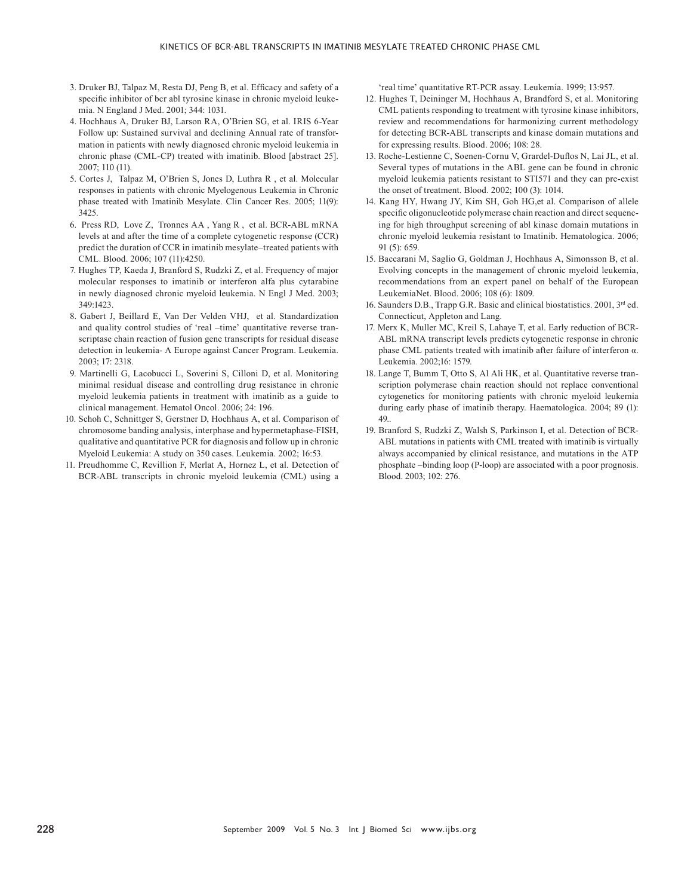3. Druker BJ, Talpaz M, Resta DJ, Peng B, et al. Efficacy and safety of a specific inhibitor of bcr abl tyrosine kinase in chronic myeloid leukemia. N England J Med. 2001; 344: 1031.
4. Hochhaus A, Druker BJ, Larson RA, O'Brien SG, et al. IRIS 6-Year Follow up: Sustained survival and declining Annual rate of transformation in patients with newly diagnosed chronic myeloid leukemia in chronic phase (CML-CP) treated with imatinib. Blood [abstract 25]. 2007; 110 (11).
5. Cortes J, Talpaz M, O'Brien S, Jones D, Luthra R , et al. Molecular responses in patients with chronic Myelogenous Leukemia in Chronic phase treated with Imatinib Mesylate. Clin Cancer Res. 2005; 11(9): 3425.
6. Press RD, Love Z, Tronnes AA , Yang R , et al. BCR-ABL mRNA levels at and after the time of a complete cytogenetic response (CCR) predict the duration of CCR in imatinib mesylate–treated patients with CML. Blood. 2006; 107 (11):4250.
7. Hughes TP, Kaeda J, Branford S, Rudzki Z, et al. Frequency of major molecular responses to imatinib or interferon alfa plus cytarabine in newly diagnosed chronic myeloid leukemia. N Engl J Med. 2003; 349:1423.
8. Gabert J, Beillard E, Van Der Velden VHJ, et al. Standardization and quality control studies of 'real –time' quantitative reverse transcriptase chain reaction of fusion gene transcripts for residual disease detection in leukemia- A Europe against Cancer Program. Leukemia. 2003; 17: 2318.
9. Martinelli G, Lacobucci L, Soverini S, Cilloni D, et al. Monitoring minimal residual disease and controlling drug resistance in chronic myeloid leukemia patients in treatment with imatinib as a guide to clinical management. Hematol Oncol. 2006; 24: 196.
10. Schoh C, Schnittger S, Gerstner D, Hochhaus A, et al. Comparison of chromosome banding analysis, interphase and hypermetaphase-FISH, qualitative and quantitative PCR for diagnosis and follow up in chronic Myeloid Leukemia: A study on 350 cases. Leukemia. 2002; 16:53.
11. Preudhomme C, Revillion F, Merlat A, Hornez L, et al. Detection of BCR-ABL transcripts in chronic myeloid leukemia (CML) using a 'real time' quantitative RT-PCR assay. Leukemia. 1999; 13:957.
12. Hughes T, Deininger M, Hochhaus A, Brandford S, et al. Monitoring CML patients responding to treatment with tyrosine kinase inhibitors, review and recommendations for harmonizing current methodology for detecting BCR-ABL transcripts and kinase domain mutations and for expressing results. Blood. 2006; 108: 28.
13. Roche-Lestienne C, Soenen-Cornu V, Grardel-Duflos N, Lai JL, et al. Several types of mutations in the ABL gene can be found in chronic myeloid leukemia patients resistant to STI571 and they can pre-exist the onset of treatment. Blood. 2002; 100 (3): 1014.
14. Kang HY, Hwang JY, Kim SH, Goh HG,et al. Comparison of allele specific oligonucleotide polymerase chain reaction and direct sequencing for high throughput screening of abl kinase domain mutations in chronic myeloid leukemia resistant to Imatinib. Hematologica. 2006; 91 (5): 659.
15. Baccarani M, Saglio G, Goldman J, Hochhaus A, Simonsson B, et al. Evolving concepts in the management of chronic myeloid leukemia, recommendations from an expert panel on behalf of the European LeukemiaNet. Blood. 2006; 108 (6): 1809.
16. Saunders D.B., Trapp G.R. Basic and clinical biostatistics. 2001, 3rd ed. Connecticut, Appleton and Lang.
17. Merx K, Muller MC, Kreil S, Lahaye T, et al. Early reduction of BCR-ABL mRNA transcript levels predicts cytogenetic response in chronic phase CML patients treated with imatinib after failure of interferon α. Leukemia. 2002;16: 1579.
18. Lange T, Bumm T, Otto S, Al Ali HK, et al. Quantitative reverse transcription polymerase chain reaction should not replace conventional cytogenetics for monitoring patients with chronic myeloid leukemia during early phase of imatinib therapy. Haematologica. 2004; 89 (1): 49..
19. Branford S, Rudzki Z, Walsh S, Parkinson I, et al. Detection of BCR-ABL mutations in patients with CML treated with imatinib is virtually always accompanied by clinical resistance, and mutations in the ATP phosphate –binding loop (P-loop) are associated with a poor prognosis. Blood. 2003; 102: 276.